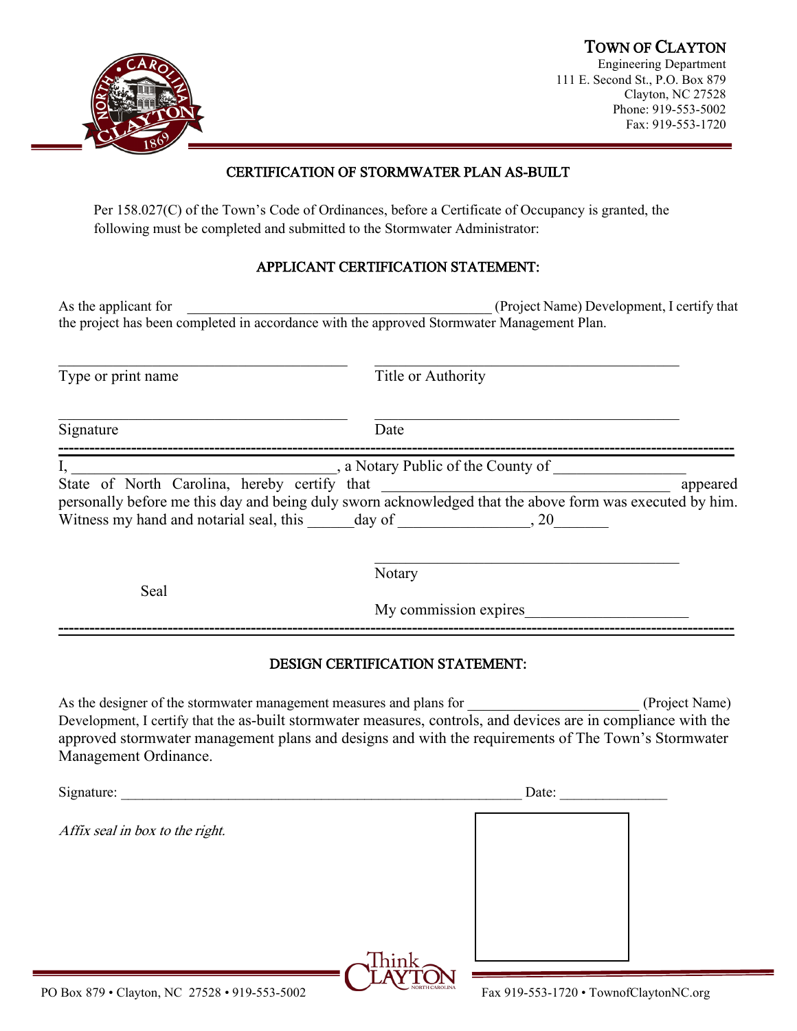# TOWN OF CLAYTON

Engineering Department
111 E. Second St., P.O. Box 879
Clayton, NC 27528
Phone: 919-553-5002
Fax: 919-553-1720

## CERTIFICATION OF STORMWATER PLAN AS-BUILT

Per 158.027(C) of the Town's Code of Ordinances, before a Certificate of Occupancy is granted, the following must be completed and submitted to the Stormwater Administrator:

### APPLICANT CERTIFICATION STATEMENT:

As the applicant for \_\_\_\_\_\_\_\_\_\_\_\_\_\_\_\_\_\_\_\_\_\_\_\_\_\_\_\_\_\_\_\_\_\_\_\_\_\_\_\_ (Project Name) Development, I certify that the project has been completed in accordance with the approved Stormwater Management Plan.

\_\_\_\_\_\_\_\_\_\_\_\_\_\_\_\_\_\_\_\_\_\_\_\_\_\_\_\_\_\_\_\_\_\_\_\_\_\_\_\_ \_\_\_\_\_\_\_\_\_\_\_\_\_\_\_\_\_\_\_\_\_\_\_\_\_\_\_\_\_\_\_\_\_\_\_\_\_\_\_\_
Type or print name Title or Authority

\_\_\_\_\_\_\_\_\_\_\_\_\_\_\_\_\_\_\_\_\_\_\_\_\_\_\_\_\_\_\_\_\_\_\_\_\_\_\_\_ \_\_\_\_\_\_\_\_\_\_\_\_\_\_\_\_\_\_\_\_\_\_\_\_\_\_\_\_\_\_\_\_\_\_\_\_\_\_\_\_
Signature Date

---

I, \_\_\_\_\_\_\_\_\_\_\_\_\_\_\_\_\_\_\_\_\_\_\_\_\_\_\_\_\_\_\_\_\_\_, a Notary Public of the County of \_\_\_\_\_\_\_\_\_\_\_\_\_\_\_\_\_\_ State of North Carolina, hereby certify that \_\_\_\_\_\_\_\_\_\_\_\_\_\_\_\_\_\_\_\_\_\_\_\_\_\_\_\_\_\_\_\_\_\_\_\_\_\_\_\_ appeared personally before me this day and being duly sworn acknowledged that the above form was executed by him. Witness my hand and notarial seal, this \_\_\_\_\_\_day of \_\_\_\_\_\_\_\_\_\_\_\_\_\_\_\_\_, 20\_\_\_\_\_\_\_

\_\_\_\_\_\_\_\_\_\_\_\_\_\_\_\_\_\_\_\_\_\_\_\_\_\_\_\_\_\_\_\_\_\_\_\_\_\_\_\_
Notary

Seal

My commission expires\_\_\_\_\_\_\_\_\_\_\_\_\_\_\_\_\_\_\_\_\_\_

---

### DESIGN CERTIFICATION STATEMENT:

As the designer of the stormwater management measures and plans for \_\_\_\_\_\_\_\_\_\_\_\_\_\_\_\_\_\_\_\_\_\_\_ (Project Name) Development, I certify that the as-built stormwater measures, controls, and devices are in compliance with the approved stormwater management plans and designs and with the requirements of The Town's Stormwater Management Ordinance.

Signature: \_\_\_\_\_\_\_\_\_\_\_\_\_\_\_\_\_\_\_\_\_\_\_\_\_\_\_\_\_\_\_\_\_\_\_\_\_\_\_\_\_\_\_\_\_\_\_\_\_\_\_\_\_\_\_\_\_\_ Date: \_\_\_\_\_\_\_\_\_\_\_\_\_\_\_

*Affix seal in box to the right.*

PO Box 879 • Clayton, NC 27528 • 919-553-5002 Fax 919-553-1720 • TownofClaytonNC.org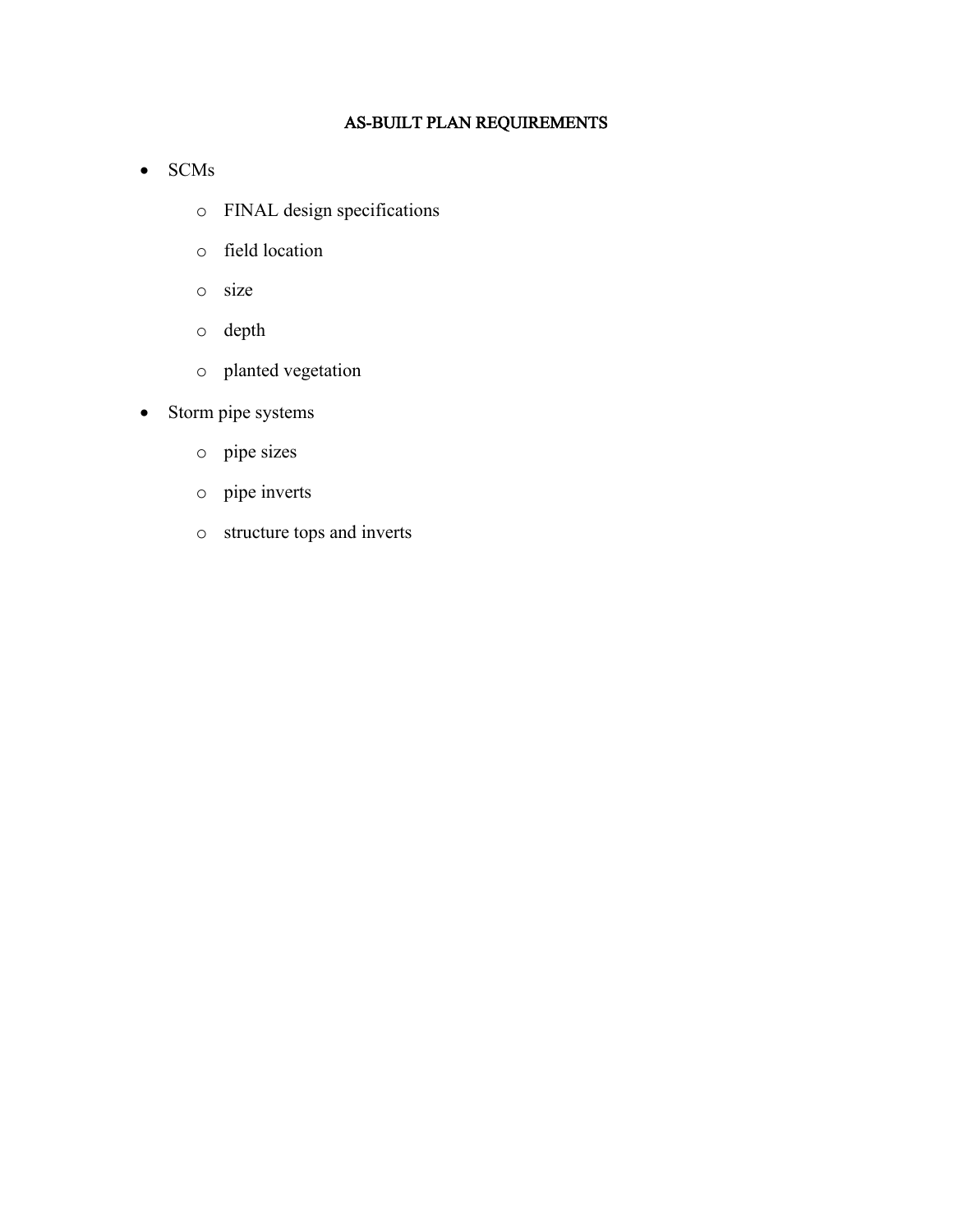## AS-BUILT PLAN REQUIREMENTS

- SCMs
  - FINAL design specifications
  - field location
  - size
  - depth
  - planted vegetation
- Storm pipe systems
  - pipe sizes
  - pipe inverts
  - structure tops and inverts